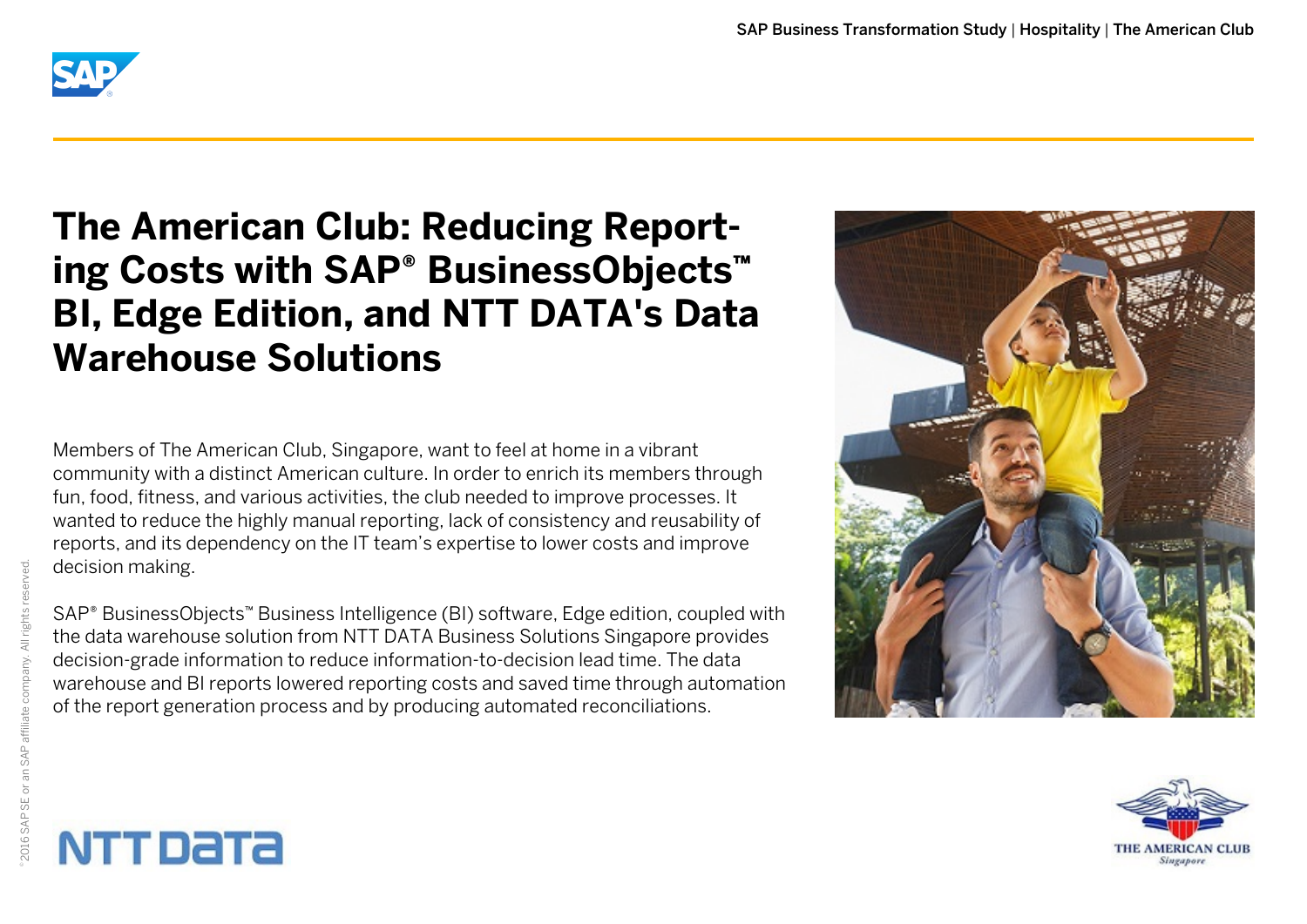# The American Club: Reducing Reporting Costs with SAP® BusinessObjects™ BI, Edge Edition, and NTT DATA's Data Warehouse Solutions

Members of The American Club, Singapore, want to feel at home in a vibrant community with a distinct American culture. In order to enrich its members through fun, food, fitness, and various activities, the club needed to improve processes. It wanted to reduce the highly manual reporting, lack of consistency and reusability of reports, and its dependency on the IT team's expertise to lower costs and improve decision making.

SAP® BusinessObjects™ Business Intelligence (BI) software, Edge edition, coupled with the data warehouse solution from NTT DATA Business Solutions Singapore provides decision-grade information to reduce information-to-decision lead time. The data warehouse and BI reports lowered reporting costs and saved time through automation of the report generation process and by producing automated reconciliations.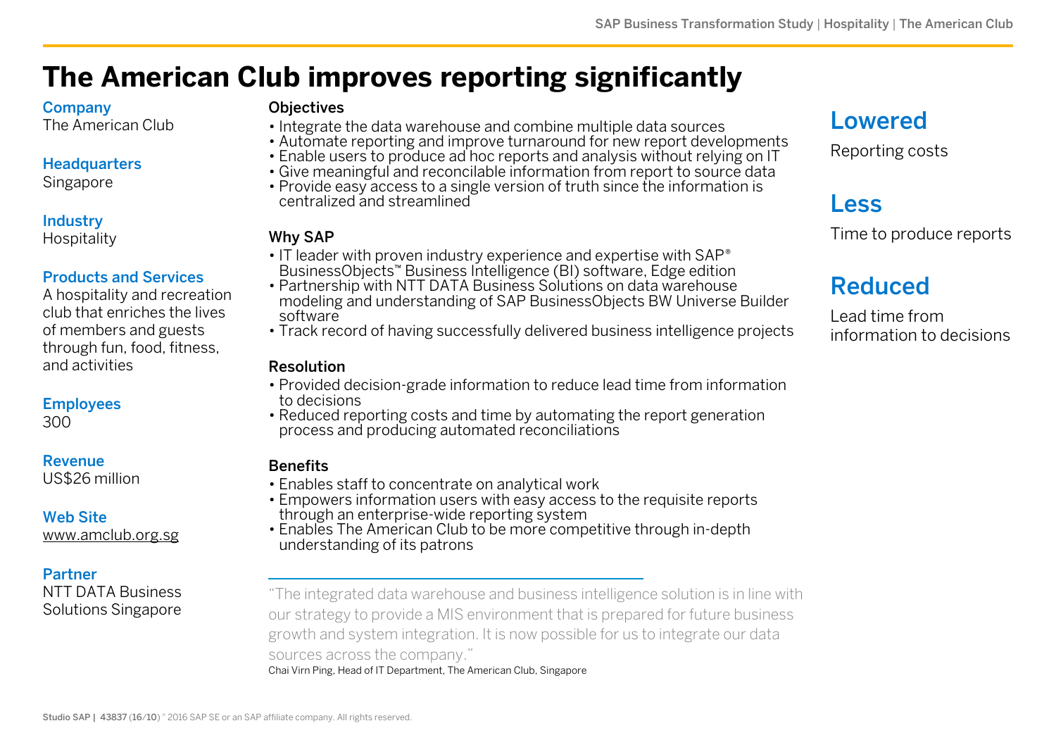# The American Club improves reporting significantly

**Company**
The American Club

**Headquarters**
Singapore

**Industry**
Hospitality

**Products and Services**
A hospitality and recreation club that enriches the lives of members and guests through fun, food, fitness, and activities

**Employees**
300

**Revenue**
US$26 million

**Web Site**
www.amclub.org.sg

**Partner**
NTT DATA Business Solutions Singapore

### Objectives

- Integrate the data warehouse and combine multiple data sources
- Automate reporting and improve turnaround for new report developments
- Enable users to produce ad hoc reports and analysis without relying on IT
- Give meaningful and reconcilable information from report to source data
- Provide easy access to a single version of truth since the information is centralized and streamlined

### Why SAP

- IT leader with proven industry experience and expertise with SAP® BusinessObjects™ Business Intelligence (BI) software, Edge edition
- Partnership with NTT DATA Business Solutions on data warehouse modeling and understanding of SAP BusinessObjects BW Universe Builder software
- Track record of having successfully delivered business intelligence projects

### Resolution

- Provided decision-grade information to reduce lead time from information to decisions
- Reduced reporting costs and time by automating the report generation process and producing automated reconciliations

### Benefits

- Enables staff to concentrate on analytical work
- Empowers information users with easy access to the requisite reports through an enterprise-wide reporting system
- Enables The American Club to be more competitive through in-depth understanding of its patrons

"The integrated data warehouse and business intelligence solution is in line with our strategy to provide a MIS environment that is prepared for future business growth and system integration. It is now possible for us to integrate our data sources across the company."
Chai Virn Ping, Head of IT Department, The American Club, Singapore

## Lowered
Reporting costs

## Less
Time to produce reports

## Reduced
Lead time from information to decisions

Studio SAP | 43837 (16/10) © 2016 SAP SE or an SAP affiliate company. All rights reserved.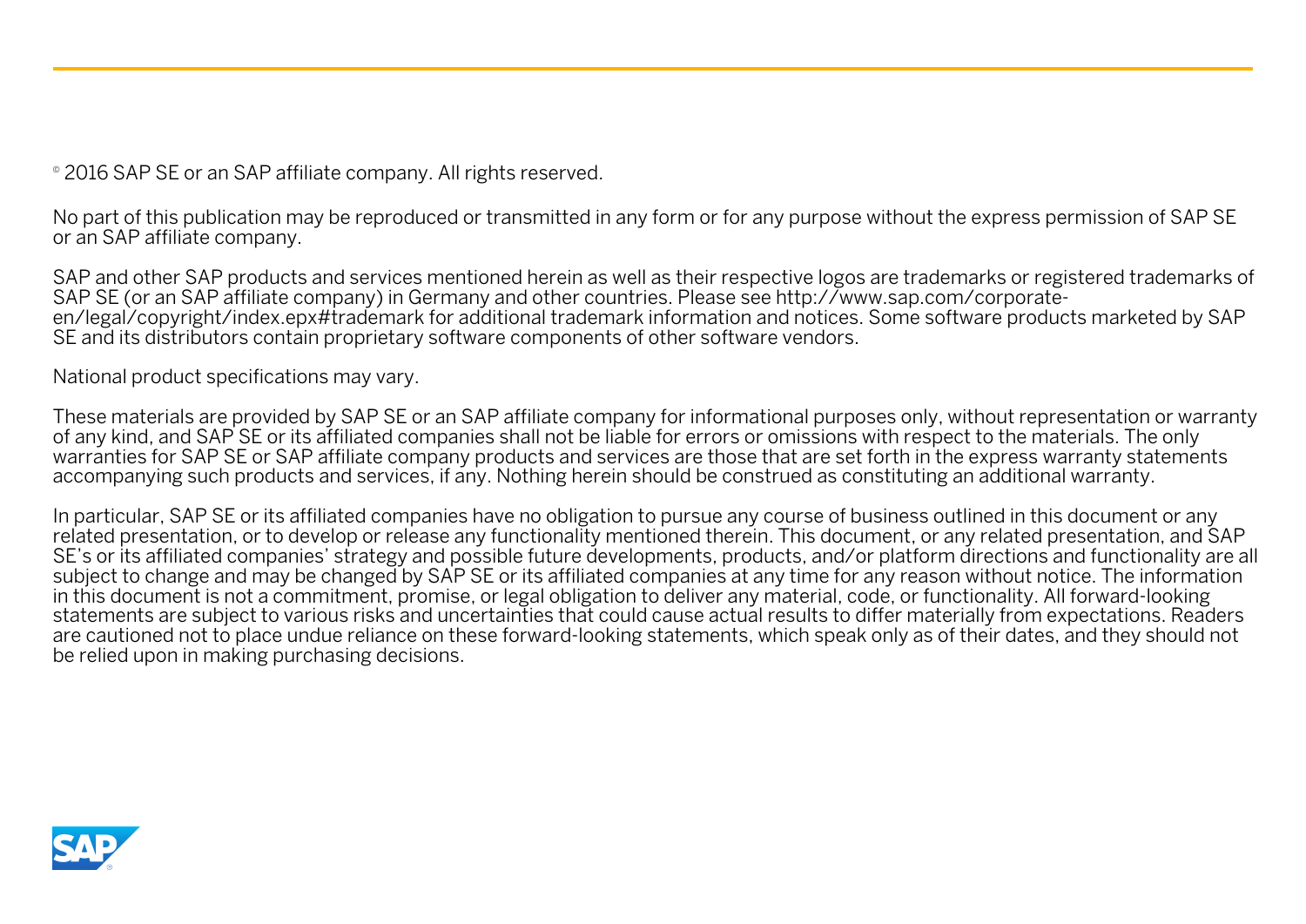© 2016 SAP SE or an SAP affiliate company. All rights reserved.

No part of this publication may be reproduced or transmitted in any form or for any purpose without the express permission of SAP SE or an SAP affiliate company.

SAP and other SAP products and services mentioned herein as well as their respective logos are trademarks or registered trademarks of SAP SE (or an SAP affiliate company) in Germany and other countries. Please see http://www.sap.com/corporate-en/legal/copyright/index.epx#trademark for additional trademark information and notices. Some software products marketed by SAP SE and its distributors contain proprietary software components of other software vendors.

National product specifications may vary.

These materials are provided by SAP SE or an SAP affiliate company for informational purposes only, without representation or warranty of any kind, and SAP SE or its affiliated companies shall not be liable for errors or omissions with respect to the materials. The only warranties for SAP SE or SAP affiliate company products and services are those that are set forth in the express warranty statements accompanying such products and services, if any. Nothing herein should be construed as constituting an additional warranty.

In particular, SAP SE or its affiliated companies have no obligation to pursue any course of business outlined in this document or any related presentation, or to develop or release any functionality mentioned therein. This document, or any related presentation, and SAP SE's or its affiliated companies' strategy and possible future developments, products, and/or platform directions and functionality are all subject to change and may be changed by SAP SE or its affiliated companies at any time for any reason without notice. The information in this document is not a commitment, promise, or legal obligation to deliver any material, code, or functionality. All forward-looking statements are subject to various risks and uncertainties that could cause actual results to differ materially from expectations. Readers are cautioned not to place undue reliance on these forward-looking statements, which speak only as of their dates, and they should not be relied upon in making purchasing decisions.